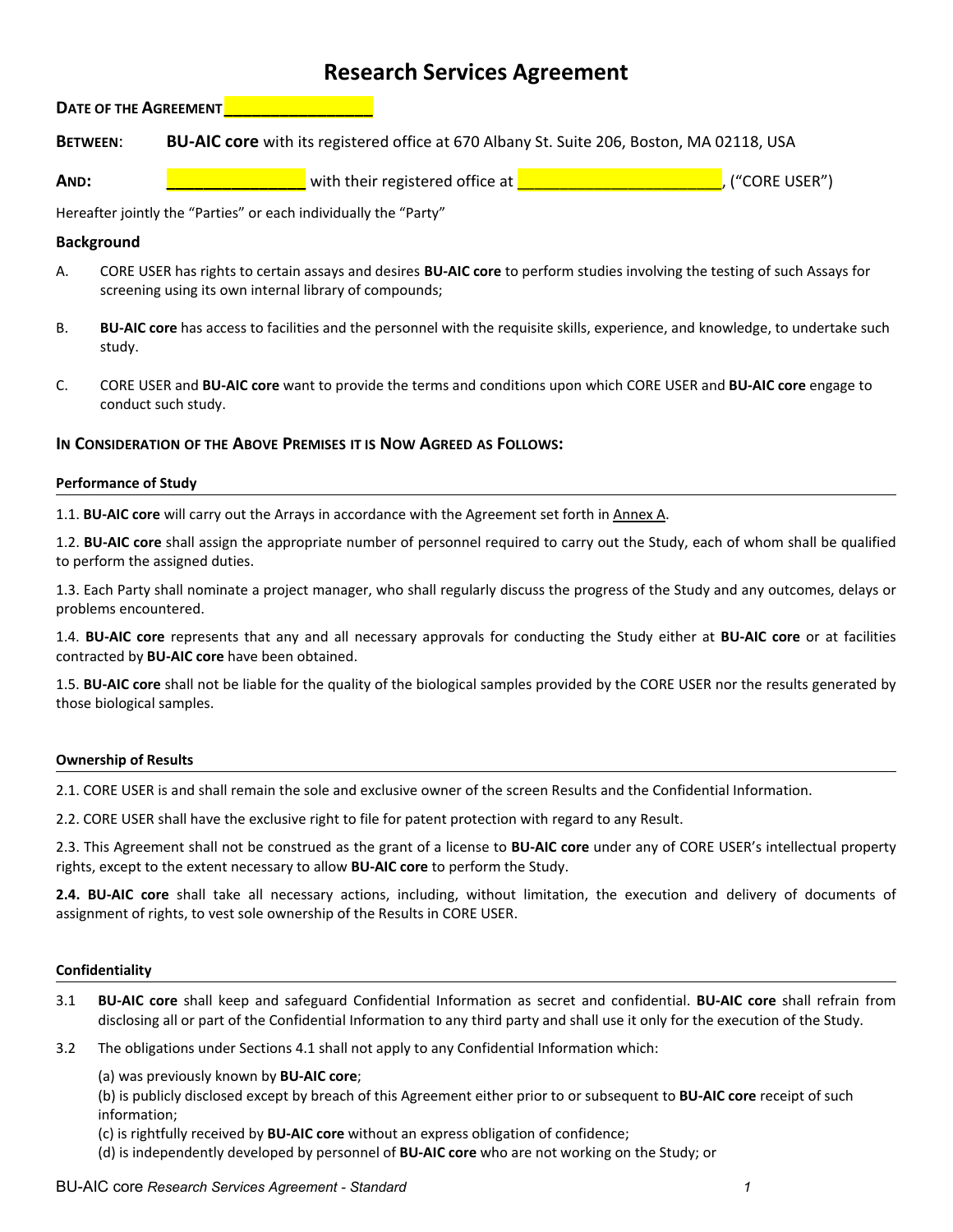# Research Services Agreement

**Date of the Agreement** ________________

**Between**: **BU-AIC core** with its registered office at 670 Albany St. Suite 206, Boston, MA 02118, USA

**And:** _______________ with their registered office at ______________________, ("CORE USER")

Hereafter jointly the "Parties" or each individually the "Party"

## Background

A. CORE USER has rights to certain assays and desires **BU-AIC core** to perform studies involving the testing of such Assays for screening using its own internal library of compounds;

B. **BU-AIC core** has access to facilities and the personnel with the requisite skills, experience, and knowledge, to undertake such study.

C. CORE USER and **BU-AIC core** want to provide the terms and conditions upon which CORE USER and **BU-AIC core** engage to conduct such study.

### In Consideration of the Above Premises it is Now Agreed as Follows:

#### Performance of Study

1.1. **BU-AIC core** will carry out the Arrays in accordance with the Agreement set forth in Annex A.

1.2. **BU-AIC core** shall assign the appropriate number of personnel required to carry out the Study, each of whom shall be qualified to perform the assigned duties.

1.3. Each Party shall nominate a project manager, who shall regularly discuss the progress of the Study and any outcomes, delays or problems encountered.

1.4. **BU-AIC core** represents that any and all necessary approvals for conducting the Study either at **BU-AIC core** or at facilities contracted by **BU-AIC core** have been obtained.

1.5. **BU-AIC core** shall not be liable for the quality of the biological samples provided by the CORE USER nor the results generated by those biological samples.

#### Ownership of Results

2.1. CORE USER is and shall remain the sole and exclusive owner of the screen Results and the Confidential Information.

2.2. CORE USER shall have the exclusive right to file for patent protection with regard to any Result.

2.3. This Agreement shall not be construed as the grant of a license to **BU-AIC core** under any of CORE USER's intellectual property rights, except to the extent necessary to allow **BU-AIC core** to perform the Study.

**2.4. BU-AIC core** shall take all necessary actions, including, without limitation, the execution and delivery of documents of assignment of rights, to vest sole ownership of the Results in CORE USER.

#### Confidentiality

3.1 **BU-AIC core** shall keep and safeguard Confidential Information as secret and confidential. **BU-AIC core** shall refrain from disclosing all or part of the Confidential Information to any third party and shall use it only for the execution of the Study.

3.2 The obligations under Sections 4.1 shall not apply to any Confidential Information which:

(a) was previously known by **BU-AIC core**;
(b) is publicly disclosed except by breach of this Agreement either prior to or subsequent to **BU-AIC core** receipt of such information;
(c) is rightfully received by **BU-AIC core** without an express obligation of confidence;
(d) is independently developed by personnel of **BU-AIC core** who are not working on the Study; or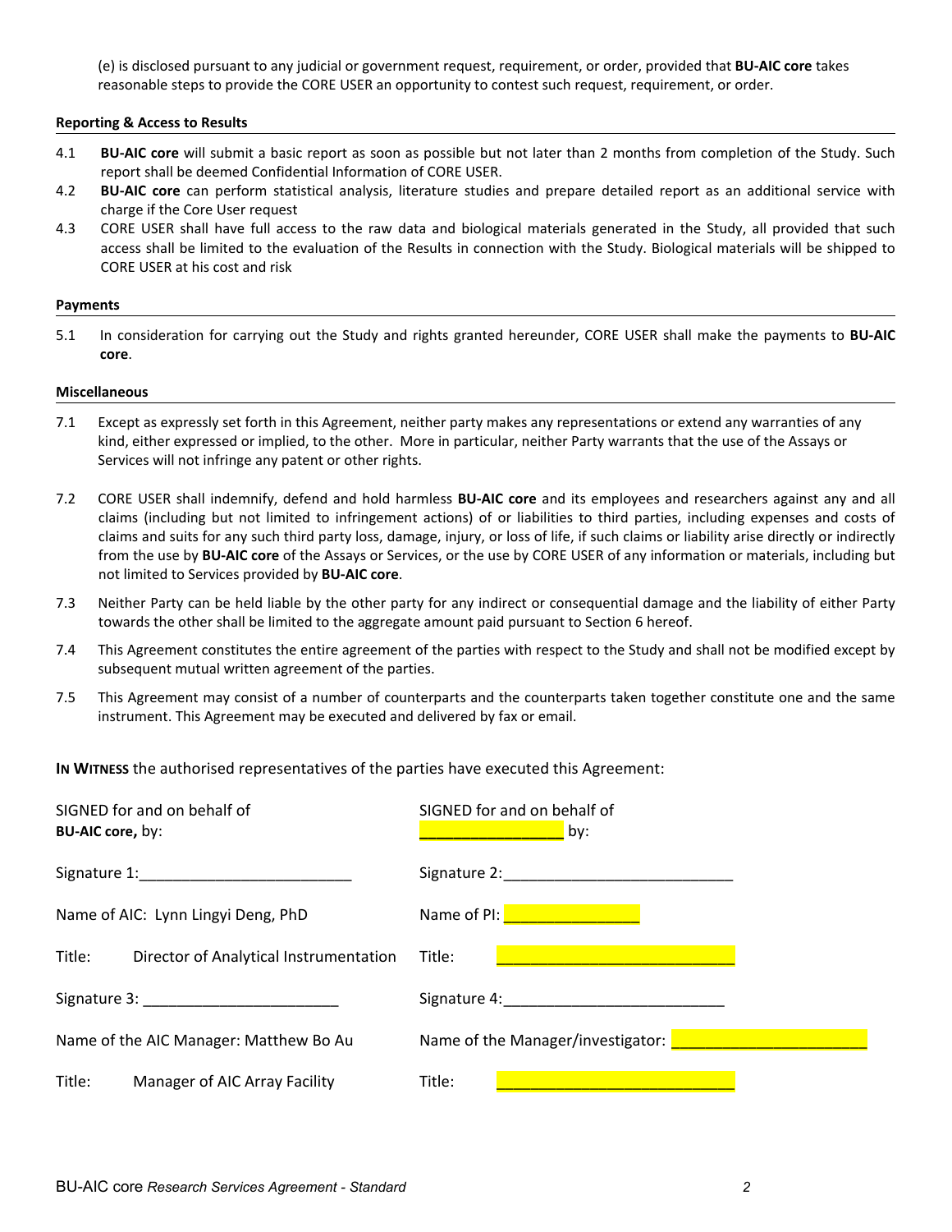(e) is disclosed pursuant to any judicial or government request, requirement, or order, provided that **BU-AIC core** takes reasonable steps to provide the CORE USER an opportunity to contest such request, requirement, or order.

**Reporting & Access to Results**

4.1 **BU-AIC core** will submit a basic report as soon as possible but not later than 2 months from completion of the Study. Such report shall be deemed Confidential Information of CORE USER.

4.2 **BU-AIC core** can perform statistical analysis, literature studies and prepare detailed report as an additional service with charge if the Core User request

4.3 CORE USER shall have full access to the raw data and biological materials generated in the Study, all provided that such access shall be limited to the evaluation of the Results in connection with the Study. Biological materials will be shipped to CORE USER at his cost and risk

**Payments**

5.1 In consideration for carrying out the Study and rights granted hereunder, CORE USER shall make the payments to **BU-AIC core**.

**Miscellaneous**

7.1 Except as expressly set forth in this Agreement, neither party makes any representations or extend any warranties of any kind, either expressed or implied, to the other. More in particular, neither Party warrants that the use of the Assays or Services will not infringe any patent or other rights.

7.2 CORE USER shall indemnify, defend and hold harmless **BU-AIC core** and its employees and researchers against any and all claims (including but not limited to infringement actions) of or liabilities to third parties, including expenses and costs of claims and suits for any such third party loss, damage, injury, or loss of life, if such claims or liability arise directly or indirectly from the use by **BU-AIC core** of the Assays or Services, or the use by CORE USER of any information or materials, including but not limited to Services provided by **BU-AIC core**.

7.3 Neither Party can be held liable by the other party for any indirect or consequential damage and the liability of either Party towards the other shall be limited to the aggregate amount paid pursuant to Section 6 hereof.

7.4 This Agreement constitutes the entire agreement of the parties with respect to the Study and shall not be modified except by subsequent mutual written agreement of the parties.

7.5 This Agreement may consist of a number of counterparts and the counterparts taken together constitute one and the same instrument. This Agreement may be executed and delivered by fax or email.

**IN WITNESS** the authorised representatives of the parties have executed this Agreement:

| | |
|---|---|
| SIGNED for and on behalf of **BU-AIC core,** by: | SIGNED for and on behalf of ________________ by: |
| Signature 1:________________________ | Signature 2:__________________________ |
| Name of AIC: Lynn Lingyi Deng, PhD | Name of PI: _______________ |
| Title: Director of Analytical Instrumentation | Title: __________________________ |
| Signature 3: ______________________ | Signature 4:________________________ |
| Name of the AIC Manager: Matthew Bo Au | Name of the Manager/investigator: ______________________ |
| Title: Manager of AIC Array Facility | Title: __________________________ |